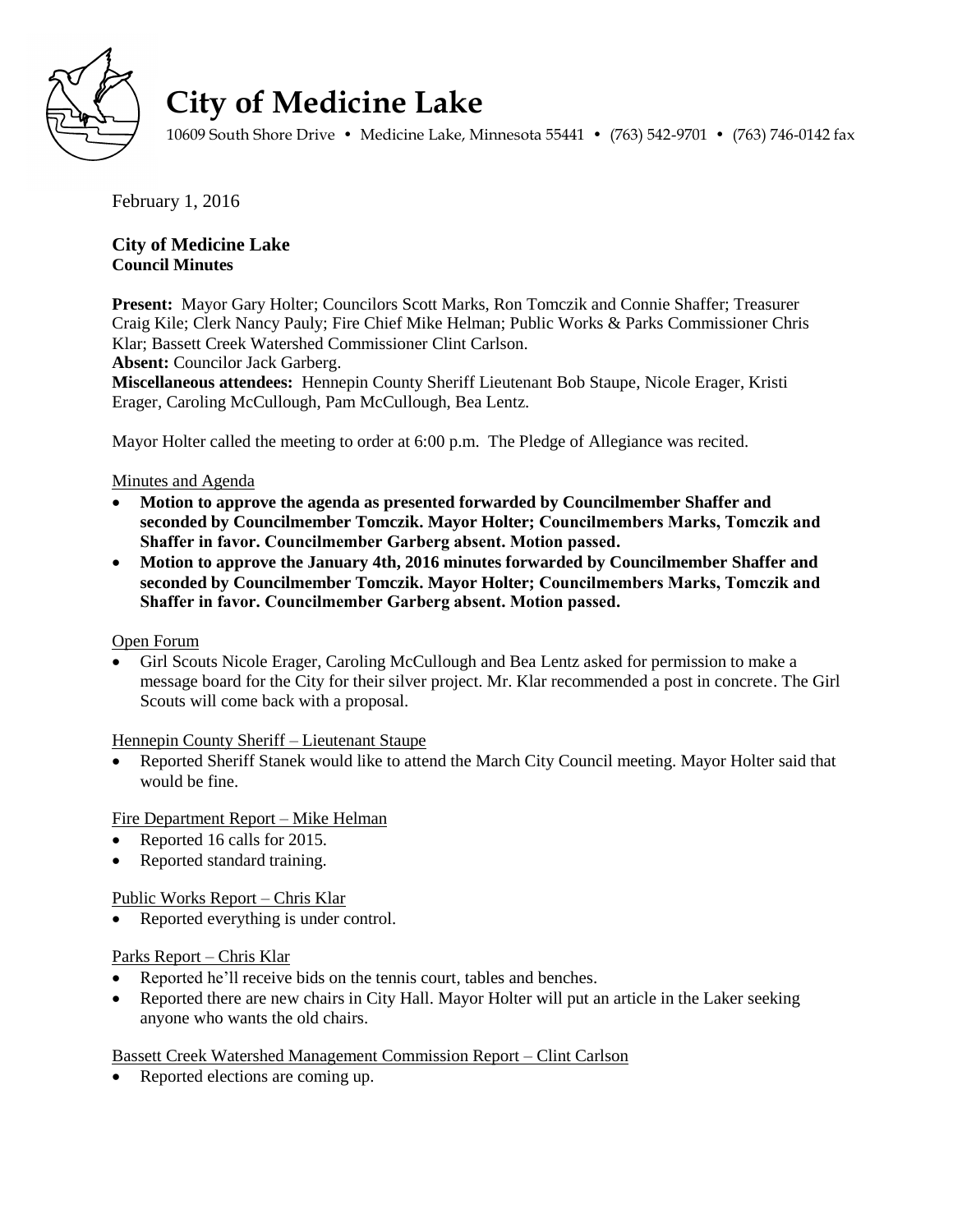# City of Medicine Lake

10609 South Shore Drive • Medicine Lake, Minnesota 55441 • (763) 542-9701 • (763) 746-0142 fax

February 1, 2016

**City of Medicine Lake**
**Council Minutes**

**Present:** Mayor Gary Holter; Councilors Scott Marks, Ron Tomczik and Connie Shaffer; Treasurer Craig Kile; Clerk Nancy Pauly; Fire Chief Mike Helman; Public Works & Parks Commissioner Chris Klar; Bassett Creek Watershed Commissioner Clint Carlson.
**Absent:** Councilor Jack Garberg.
**Miscellaneous attendees:** Hennepin County Sheriff Lieutenant Bob Staupe, Nicole Erager, Kristi Erager, Caroling McCullough, Pam McCullough, Bea Lentz.

Mayor Holter called the meeting to order at 6:00 p.m. The Pledge of Allegiance was recited.

Minutes and Agenda

- **Motion to approve the agenda as presented forwarded by Councilmember Shaffer and seconded by Councilmember Tomczik. Mayor Holter; Councilmembers Marks, Tomczik and Shaffer in favor. Councilmember Garberg absent. Motion passed.**
- **Motion to approve the January 4th, 2016 minutes forwarded by Councilmember Shaffer and seconded by Councilmember Tomczik. Mayor Holter; Councilmembers Marks, Tomczik and Shaffer in favor. Councilmember Garberg absent. Motion passed.**

Open Forum

- Girl Scouts Nicole Erager, Caroling McCullough and Bea Lentz asked for permission to make a message board for the City for their silver project. Mr. Klar recommended a post in concrete. The Girl Scouts will come back with a proposal.

Hennepin County Sheriff – Lieutenant Staupe

- Reported Sheriff Stanek would like to attend the March City Council meeting. Mayor Holter said that would be fine.

Fire Department Report – Mike Helman

- Reported 16 calls for 2015.
- Reported standard training.

Public Works Report – Chris Klar

- Reported everything is under control.

Parks Report – Chris Klar

- Reported he'll receive bids on the tennis court, tables and benches.
- Reported there are new chairs in City Hall. Mayor Holter will put an article in the Laker seeking anyone who wants the old chairs.

Bassett Creek Watershed Management Commission Report – Clint Carlson

- Reported elections are coming up.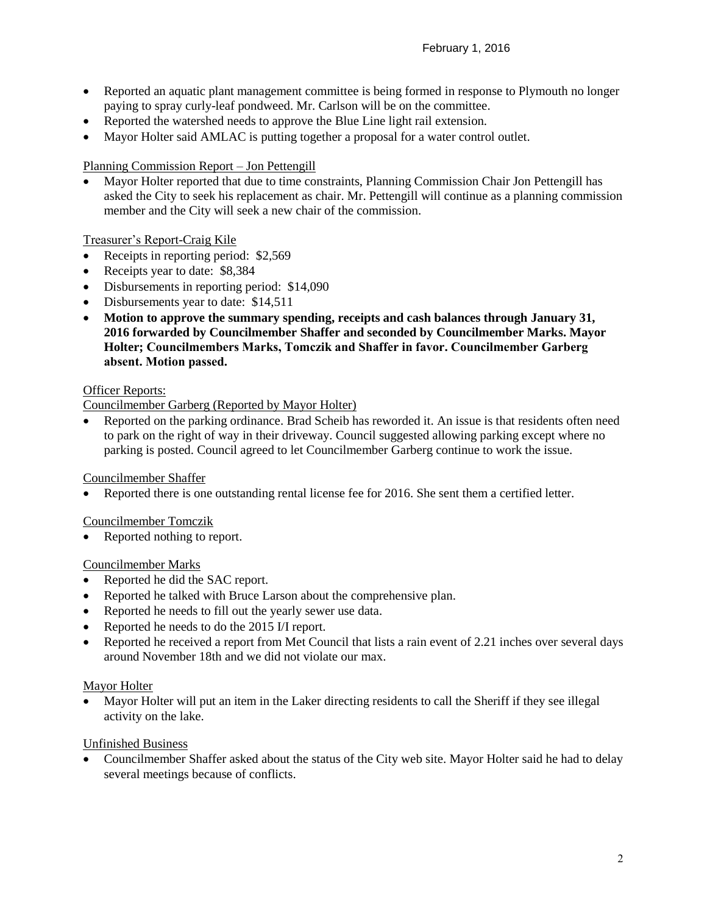- Reported an aquatic plant management committee is being formed in response to Plymouth no longer paying to spray curly-leaf pondweed. Mr. Carlson will be on the committee.
- Reported the watershed needs to approve the Blue Line light rail extension.
- Mayor Holter said AMLAC is putting together a proposal for a water control outlet.

Planning Commission Report – Jon Pettengill

- Mayor Holter reported that due to time constraints, Planning Commission Chair Jon Pettengill has asked the City to seek his replacement as chair. Mr. Pettengill will continue as a planning commission member and the City will seek a new chair of the commission.

Treasurer's Report-Craig Kile

- Receipts in reporting period: $2,569
- Receipts year to date: $8,384
- Disbursements in reporting period: $14,090
- Disbursements year to date: $14,511
- **Motion to approve the summary spending, receipts and cash balances through January 31, 2016 forwarded by Councilmember Shaffer and seconded by Councilmember Marks. Mayor Holter; Councilmembers Marks, Tomczik and Shaffer in favor. Councilmember Garberg absent. Motion passed.**

Officer Reports:

Councilmember Garberg (Reported by Mayor Holter)

- Reported on the parking ordinance. Brad Scheib has reworded it. An issue is that residents often need to park on the right of way in their driveway. Council suggested allowing parking except where no parking is posted. Council agreed to let Councilmember Garberg continue to work the issue.

Councilmember Shaffer

- Reported there is one outstanding rental license fee for 2016. She sent them a certified letter.

Councilmember Tomczik

- Reported nothing to report.

Councilmember Marks

- Reported he did the SAC report.
- Reported he talked with Bruce Larson about the comprehensive plan.
- Reported he needs to fill out the yearly sewer use data.
- Reported he needs to do the 2015 I/I report.
- Reported he received a report from Met Council that lists a rain event of 2.21 inches over several days around November 18th and we did not violate our max.

Mayor Holter

- Mayor Holter will put an item in the Laker directing residents to call the Sheriff if they see illegal activity on the lake.

Unfinished Business

- Councilmember Shaffer asked about the status of the City web site. Mayor Holter said he had to delay several meetings because of conflicts.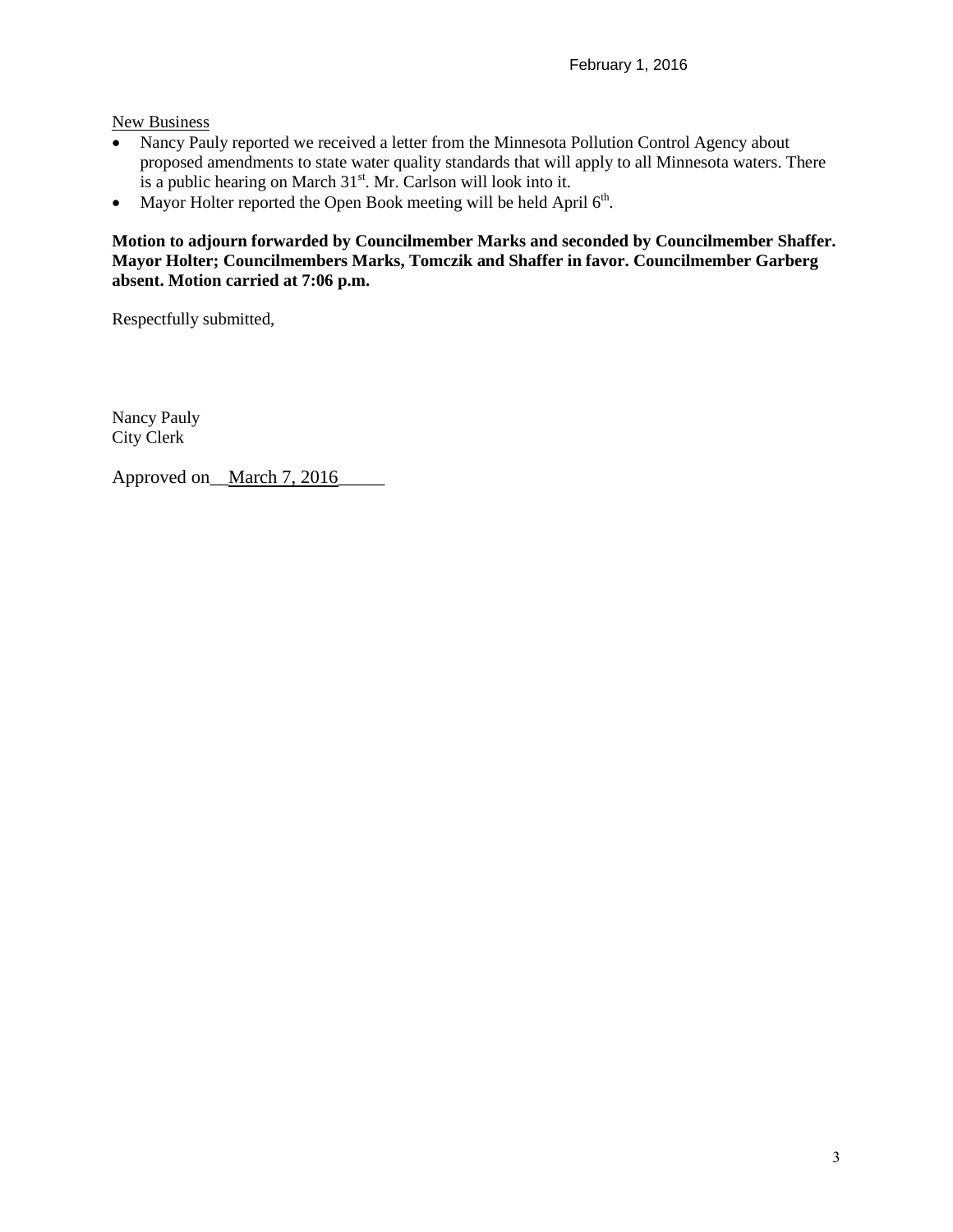New Business

- Nancy Pauly reported we received a letter from the Minnesota Pollution Control Agency about proposed amendments to state water quality standards that will apply to all Minnesota waters. There is a public hearing on March 31st. Mr. Carlson will look into it.
- Mayor Holter reported the Open Book meeting will be held April 6th.

**Motion to adjourn forwarded by Councilmember Marks and seconded by Councilmember Shaffer. Mayor Holter; Councilmembers Marks, Tomczik and Shaffer in favor. Councilmember Garberg absent. Motion carried at 7:06 p.m.**

Respectfully submitted,

Nancy Pauly
City Clerk

Approved on__March 7, 2016_____